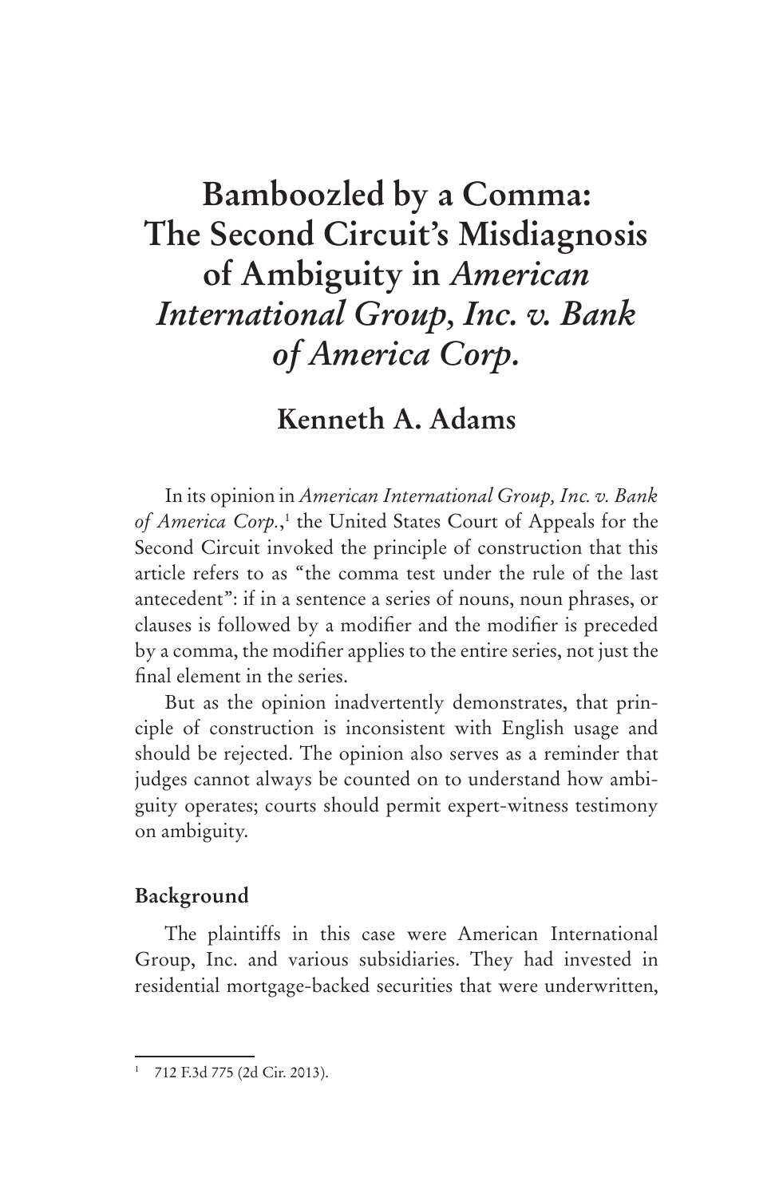# Bamboozled by a Comma: The Second Circuit's Misdiagnosis of Ambiguity in *American International Group, Inc. v. Bank of America Corp.*

## Kenneth A. Adams

In its opinion in *American International Group, Inc. v. Bank of America Corp.*,[1] the United States Court of Appeals for the Second Circuit invoked the principle of construction that this article refers to as "the comma test under the rule of the last antecedent": if in a sentence a series of nouns, noun phrases, or clauses is followed by a modifier and the modifier is preceded by a comma, the modifier applies to the entire series, not just the final element in the series.

But as the opinion inadvertently demonstrates, that principle of construction is inconsistent with English usage and should be rejected. The opinion also serves as a reminder that judges cannot always be counted on to understand how ambiguity operates; courts should permit expert-witness testimony on ambiguity.

### Background

The plaintiffs in this case were American International Group, Inc. and various subsidiaries. They had invested in residential mortgage-backed securities that were underwritten,

---

[1] 712 F.3d 775 (2d Cir. 2013).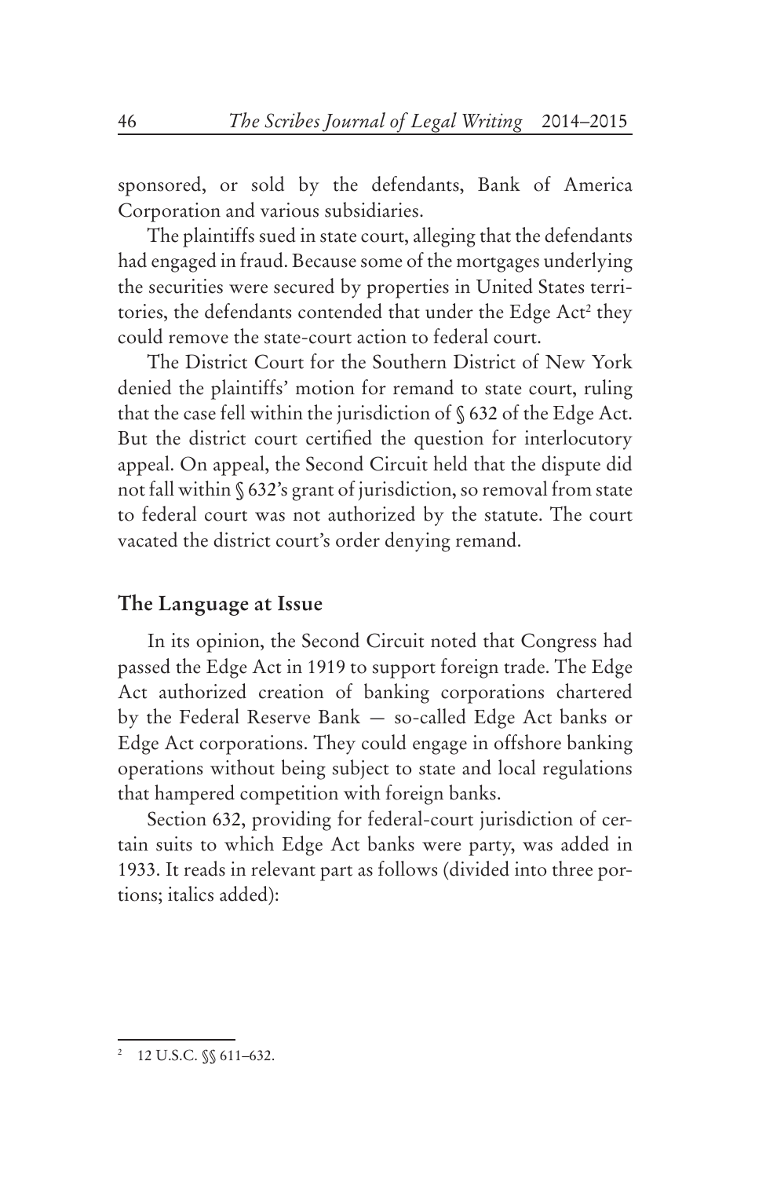sponsored, or sold by the defendants, Bank of America Corporation and various subsidiaries.

The plaintiffs sued in state court, alleging that the defendants had engaged in fraud. Because some of the mortgages underlying the securities were secured by properties in United States territories, the defendants contended that under the Edge Act[2] they could remove the state-court action to federal court.

The District Court for the Southern District of New York denied the plaintiffs' motion for remand to state court, ruling that the case fell within the jurisdiction of § 632 of the Edge Act. But the district court certified the question for interlocutory appeal. On appeal, the Second Circuit held that the dispute did not fall within § 632's grant of jurisdiction, so removal from state to federal court was not authorized by the statute. The court vacated the district court's order denying remand.

## The Language at Issue

In its opinion, the Second Circuit noted that Congress had passed the Edge Act in 1919 to support foreign trade. The Edge Act authorized creation of banking corporations chartered by the Federal Reserve Bank — so-called Edge Act banks or Edge Act corporations. They could engage in offshore banking operations without being subject to state and local regulations that hampered competition with foreign banks.

Section 632, providing for federal-court jurisdiction of certain suits to which Edge Act banks were party, was added in 1933. It reads in relevant part as follows (divided into three portions; italics added):

---

[2] 12 U.S.C. §§ 611–632.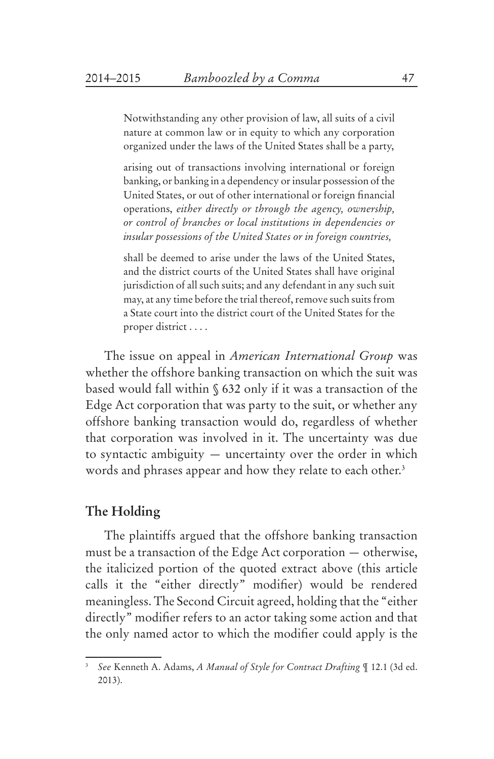> Notwithstanding any other provision of law, all suits of a civil nature at common law or in equity to which any corporation organized under the laws of the United States shall be a party,
>
> arising out of transactions involving international or foreign banking, or banking in a dependency or insular possession of the United States, or out of other international or foreign financial operations, *either directly or through the agency, ownership, or control of branches or local institutions in dependencies or insular possessions of the United States or in foreign countries,*
>
> shall be deemed to arise under the laws of the United States, and the district courts of the United States shall have original jurisdiction of all such suits; and any defendant in any such suit may, at any time before the trial thereof, remove such suits from a State court into the district court of the United States for the proper district . . . .

The issue on appeal in *American International Group* was whether the offshore banking transaction on which the suit was based would fall within § 632 only if it was a transaction of the Edge Act corporation that was party to the suit, or whether any offshore banking transaction would do, regardless of whether that corporation was involved in it. The uncertainty was due to syntactic ambiguity — uncertainty over the order in which words and phrases appear and how they relate to each other.[3]

## The Holding

The plaintiffs argued that the offshore banking transaction must be a transaction of the Edge Act corporation — otherwise, the italicized portion of the quoted extract above (this article calls it the "either directly" modifier) would be rendered meaningless. The Second Circuit agreed, holding that the "either directly" modifier refers to an actor taking some action and that the only named actor to which the modifier could apply is the

---

[3] *See* Kenneth A. Adams, *A Manual of Style for Contract Drafting* ¶ 12.1 (3d ed. 2013).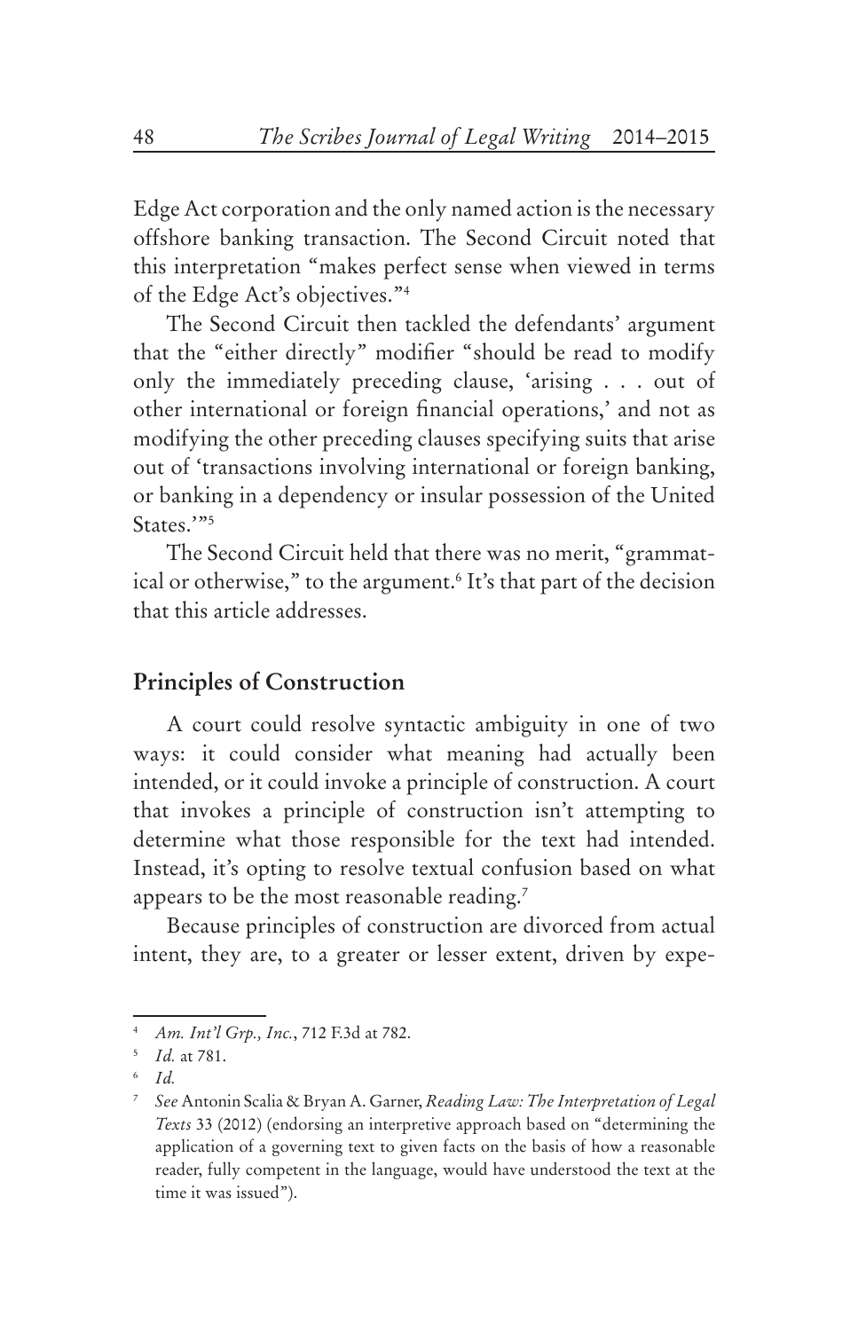Edge Act corporation and the only named action is the necessary offshore banking transaction. The Second Circuit noted that this interpretation "makes perfect sense when viewed in terms of the Edge Act's objectives."[4]

The Second Circuit then tackled the defendants' argument that the "either directly" modifier "should be read to modify only the immediately preceding clause, 'arising . . . out of other international or foreign financial operations,' and not as modifying the other preceding clauses specifying suits that arise out of 'transactions involving international or foreign banking, or banking in a dependency or insular possession of the United States.'"[5]

The Second Circuit held that there was no merit, "grammatical or otherwise," to the argument.[6] It's that part of the decision that this article addresses.

## Principles of Construction

A court could resolve syntactic ambiguity in one of two ways: it could consider what meaning had actually been intended, or it could invoke a principle of construction. A court that invokes a principle of construction isn't attempting to determine what those responsible for the text had intended. Instead, it's opting to resolve textual confusion based on what appears to be the most reasonable reading.[7]

Because principles of construction are divorced from actual intent, they are, to a greater or lesser extent, driven by expe-

---

[4] *Am. Int'l Grp., Inc.*, 712 F.3d at 782.

[5] *Id.* at 781.

[6] *Id.*

[7] *See* Antonin Scalia & Bryan A. Garner, *Reading Law: The Interpretation of Legal Texts* 33 (2012) (endorsing an interpretive approach based on "determining the application of a governing text to given facts on the basis of how a reasonable reader, fully competent in the language, would have understood the text at the time it was issued").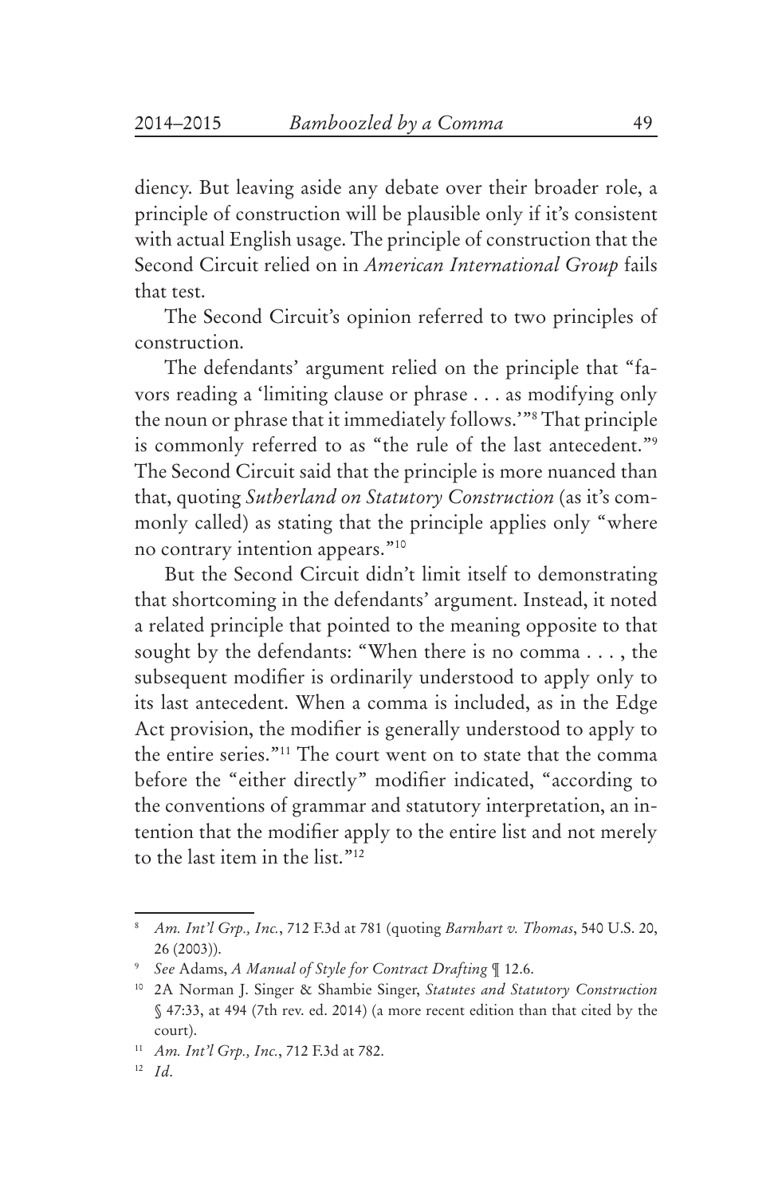diency. But leaving aside any debate over their broader role, a principle of construction will be plausible only if it's consistent with actual English usage. The principle of construction that the Second Circuit relied on in *American International Group* fails that test.

The Second Circuit's opinion referred to two principles of construction.

The defendants' argument relied on the principle that "favors reading a 'limiting clause or phrase . . . as modifying only the noun or phrase that it immediately follows.'"[8] That principle is commonly referred to as "the rule of the last antecedent."[9] The Second Circuit said that the principle is more nuanced than that, quoting *Sutherland on Statutory Construction* (as it's commonly called) as stating that the principle applies only "where no contrary intention appears."[10]

But the Second Circuit didn't limit itself to demonstrating that shortcoming in the defendants' argument. Instead, it noted a related principle that pointed to the meaning opposite to that sought by the defendants: "When there is no comma . . . , the subsequent modifier is ordinarily understood to apply only to its last antecedent. When a comma is included, as in the Edge Act provision, the modifier is generally understood to apply to the entire series."[11] The court went on to state that the comma before the "either directly" modifier indicated, "according to the conventions of grammar and statutory interpretation, an intention that the modifier apply to the entire list and not merely to the last item in the list."[12]

---

[8] *Am. Int'l Grp., Inc.*, 712 F.3d at 781 (quoting *Barnhart v. Thomas*, 540 U.S. 20, 26 (2003)).

[9] *See* Adams, *A Manual of Style for Contract Drafting* ¶ 12.6.

[10] 2A Norman J. Singer & Shambie Singer, *Statutes and Statutory Construction* § 47:33, at 494 (7th rev. ed. 2014) (a more recent edition than that cited by the court).

[11] *Am. Int'l Grp., Inc.*, 712 F.3d at 782.

[12] *Id.*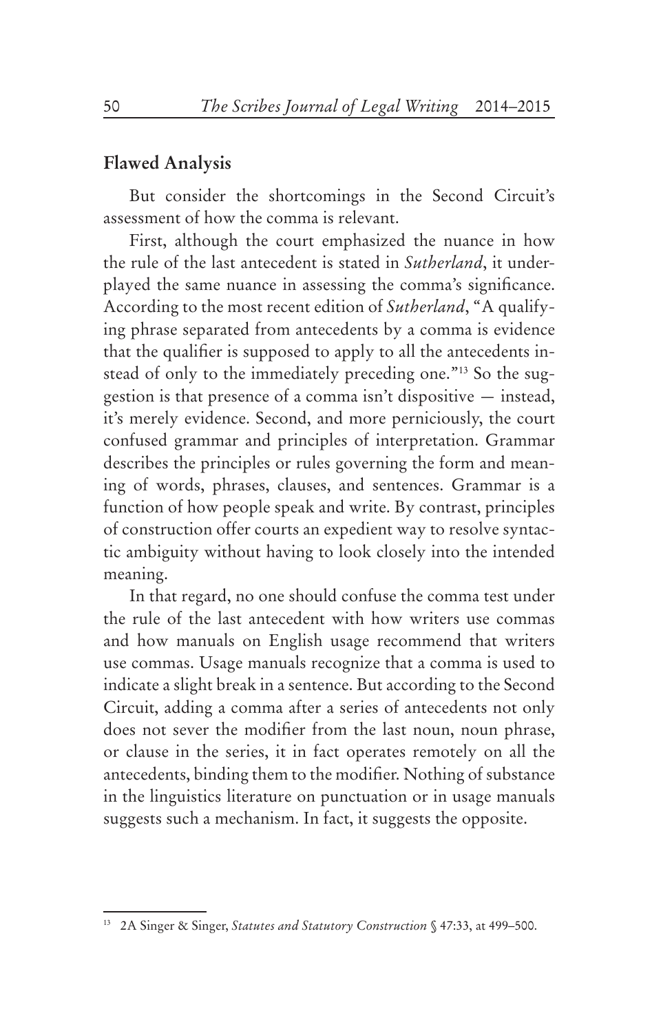## Flawed Analysis

But consider the shortcomings in the Second Circuit's assessment of how the comma is relevant.

First, although the court emphasized the nuance in how the rule of the last antecedent is stated in *Sutherland*, it underplayed the same nuance in assessing the comma's significance. According to the most recent edition of *Sutherland*, "A qualifying phrase separated from antecedents by a comma is evidence that the qualifier is supposed to apply to all the antecedents instead of only to the immediately preceding one."[13] So the suggestion is that presence of a comma isn't dispositive — instead, it's merely evidence. Second, and more perniciously, the court confused grammar and principles of interpretation. Grammar describes the principles or rules governing the form and meaning of words, phrases, clauses, and sentences. Grammar is a function of how people speak and write. By contrast, principles of construction offer courts an expedient way to resolve syntactic ambiguity without having to look closely into the intended meaning.

In that regard, no one should confuse the comma test under the rule of the last antecedent with how writers use commas and how manuals on English usage recommend that writers use commas. Usage manuals recognize that a comma is used to indicate a slight break in a sentence. But according to the Second Circuit, adding a comma after a series of antecedents not only does not sever the modifier from the last noun, noun phrase, or clause in the series, it in fact operates remotely on all the antecedents, binding them to the modifier. Nothing of substance in the linguistics literature on punctuation or in usage manuals suggests such a mechanism. In fact, it suggests the opposite.

---

[13] 2A Singer & Singer, *Statutes and Statutory Construction* § 47:33, at 499–500.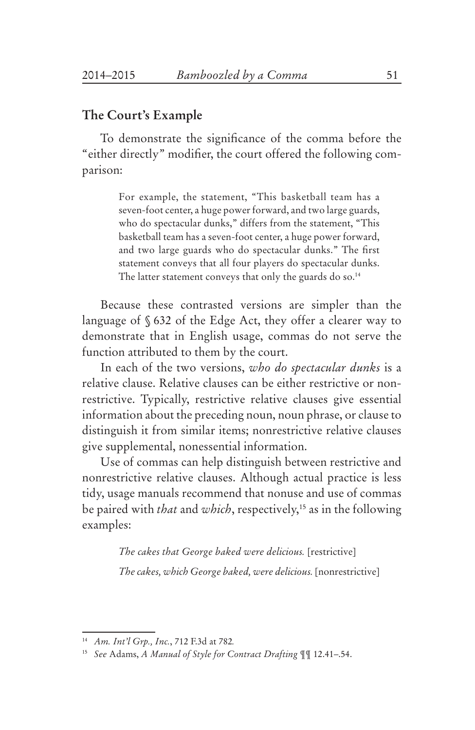### The Court's Example

To demonstrate the significance of the comma before the "either directly" modifier, the court offered the following comparison:

> For example, the statement, "This basketball team has a seven-foot center, a huge power forward, and two large guards, who do spectacular dunks," differs from the statement, "This basketball team has a seven-foot center, a huge power forward, and two large guards who do spectacular dunks." The first statement conveys that all four players do spectacular dunks. The latter statement conveys that only the guards do so.[14]

Because these contrasted versions are simpler than the language of § 632 of the Edge Act, they offer a clearer way to demonstrate that in English usage, commas do not serve the function attributed to them by the court.

In each of the two versions, *who do spectacular dunks* is a relative clause. Relative clauses can be either restrictive or nonrestrictive. Typically, restrictive relative clauses give essential information about the preceding noun, noun phrase, or clause to distinguish it from similar items; nonrestrictive relative clauses give supplemental, nonessential information.

Use of commas can help distinguish between restrictive and nonrestrictive relative clauses. Although actual practice is less tidy, usage manuals recommend that nonuse and use of commas be paired with *that* and *which*, respectively,[15] as in the following examples:

> *The cakes that George baked were delicious.* [restrictive]
>
> *The cakes, which George baked, were delicious.* [nonrestrictive]

---

[14] *Am. Int'l Grp., Inc.*, 712 F.3d at 782.

[15] *See* Adams, *A Manual of Style for Contract Drafting* ¶¶ 12.41–.54.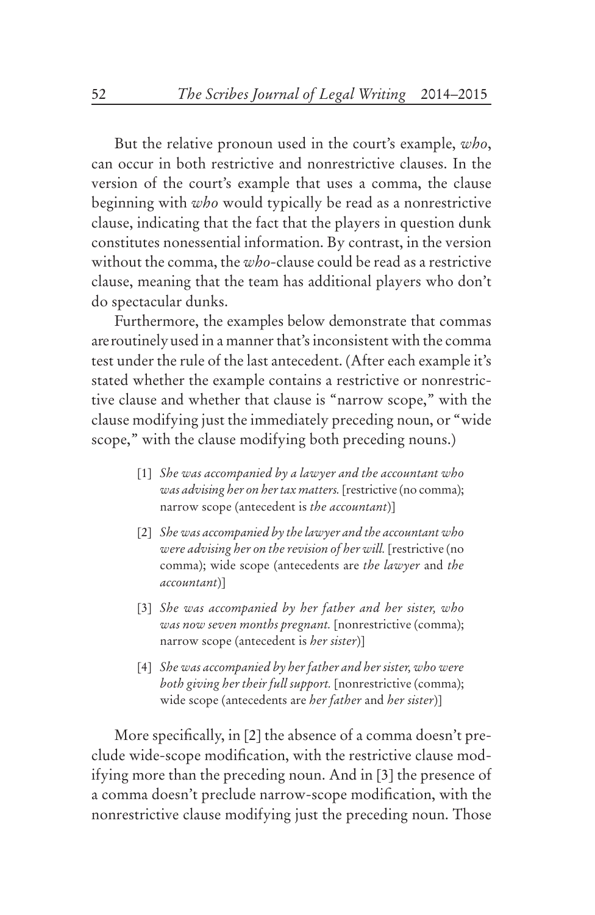But the relative pronoun used in the court's example, *who*, can occur in both restrictive and nonrestrictive clauses. In the version of the court's example that uses a comma, the clause beginning with *who* would typically be read as a nonrestrictive clause, indicating that the fact that the players in question dunk constitutes nonessential information. By contrast, in the version without the comma, the *who*-clause could be read as a restrictive clause, meaning that the team has additional players who don't do spectacular dunks.

Furthermore, the examples below demonstrate that commas are routinely used in a manner that's inconsistent with the comma test under the rule of the last antecedent. (After each example it's stated whether the example contains a restrictive or nonrestrictive clause and whether that clause is "narrow scope," with the clause modifying just the immediately preceding noun, or "wide scope," with the clause modifying both preceding nouns.)

> [1] *She was accompanied by a lawyer and the accountant who was advising her on her tax matters.* [restrictive (no comma); narrow scope (antecedent is *the accountant*)]
>
> [2] *She was accompanied by the lawyer and the accountant who were advising her on the revision of her will.* [restrictive (no comma); wide scope (antecedents are *the lawyer* and *the accountant*)]
>
> [3] *She was accompanied by her father and her sister, who was now seven months pregnant.* [nonrestrictive (comma); narrow scope (antecedent is *her sister*)]
>
> [4] *She was accompanied by her father and her sister, who were both giving her their full support.* [nonrestrictive (comma); wide scope (antecedents are *her father* and *her sister*)]

More specifically, in [2] the absence of a comma doesn't preclude wide-scope modification, with the restrictive clause modifying more than the preceding noun. And in [3] the presence of a comma doesn't preclude narrow-scope modification, with the nonrestrictive clause modifying just the preceding noun. Those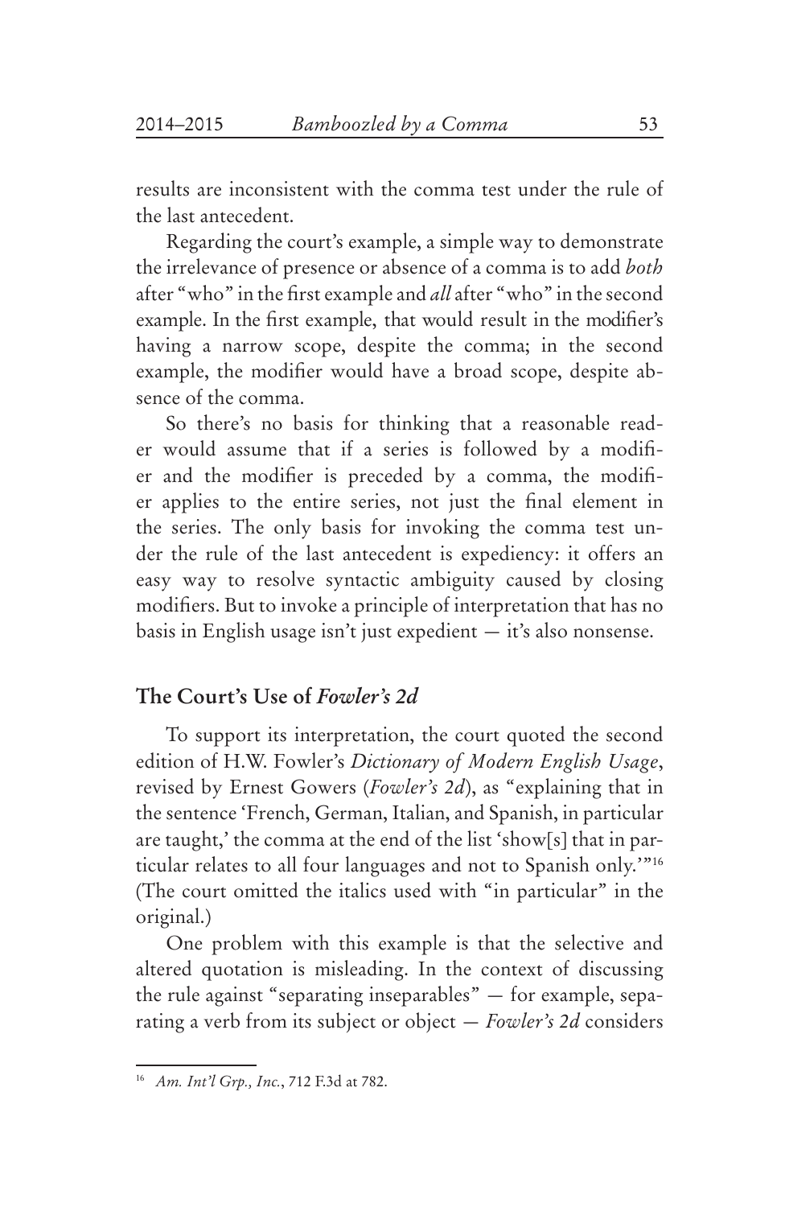results are inconsistent with the comma test under the rule of the last antecedent.

Regarding the court's example, a simple way to demonstrate the irrelevance of presence or absence of a comma is to add *both* after "who" in the first example and *all* after "who" in the second example. In the first example, that would result in the modifier's having a narrow scope, despite the comma; in the second example, the modifier would have a broad scope, despite absence of the comma.

So there's no basis for thinking that a reasonable reader would assume that if a series is followed by a modifier and the modifier is preceded by a comma, the modifier applies to the entire series, not just the final element in the series. The only basis for invoking the comma test under the rule of the last antecedent is expediency: it offers an easy way to resolve syntactic ambiguity caused by closing modifiers. But to invoke a principle of interpretation that has no basis in English usage isn't just expedient — it's also nonsense.

## The Court's Use of *Fowler's 2d*

To support its interpretation, the court quoted the second edition of H.W. Fowler's *Dictionary of Modern English Usage*, revised by Ernest Gowers (*Fowler's 2d*), as "explaining that in the sentence 'French, German, Italian, and Spanish, in particular are taught,' the comma at the end of the list 'show[s] that in particular relates to all four languages and not to Spanish only.'"[16] (The court omitted the italics used with "in particular" in the original.)

One problem with this example is that the selective and altered quotation is misleading. In the context of discussing the rule against "separating inseparables" — for example, separating a verb from its subject or object — *Fowler's 2d* considers

---

[16] *Am. Int'l Grp., Inc.*, 712 F.3d at 782.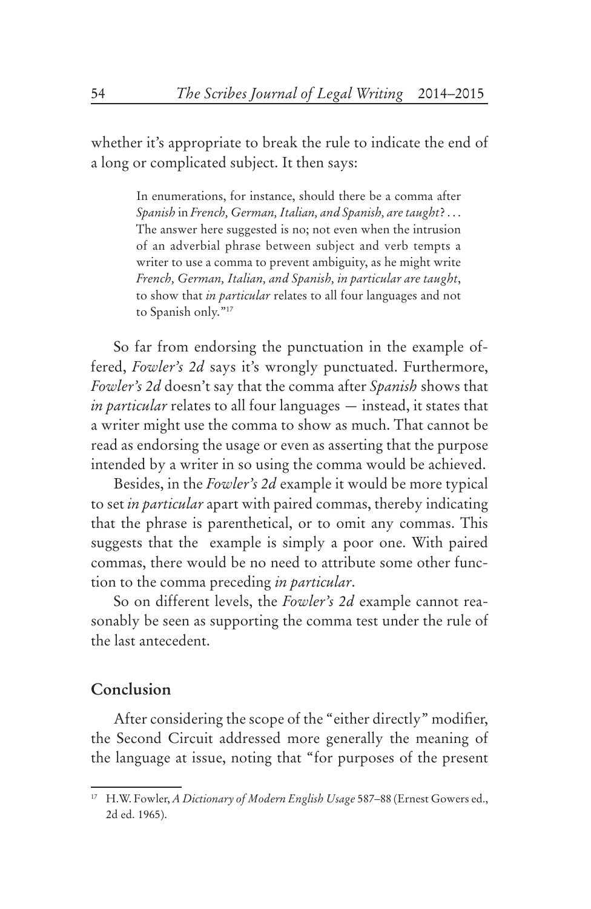whether it's appropriate to break the rule to indicate the end of a long or complicated subject. It then says:

> In enumerations, for instance, should there be a comma after *Spanish* in *French, German, Italian, and Spanish, are taught*? . . . The answer here suggested is no; not even when the intrusion of an adverbial phrase between subject and verb tempts a writer to use a comma to prevent ambiguity, as he might write *French, German, Italian, and Spanish, in particular are taught*, to show that *in particular* relates to all four languages and not to Spanish only."[17]

So far from endorsing the punctuation in the example offered, *Fowler's 2d* says it's wrongly punctuated. Furthermore, *Fowler's 2d* doesn't say that the comma after *Spanish* shows that *in particular* relates to all four languages — instead, it states that a writer might use the comma to show as much. That cannot be read as endorsing the usage or even as asserting that the purpose intended by a writer in so using the comma would be achieved.

Besides, in the *Fowler's 2d* example it would be more typical to set *in particular* apart with paired commas, thereby indicating that the phrase is parenthetical, or to omit any commas. This suggests that the example is simply a poor one. With paired commas, there would be no need to attribute some other function to the comma preceding *in particular*.

So on different levels, the *Fowler's 2d* example cannot reasonably be seen as supporting the comma test under the rule of the last antecedent.

## Conclusion

After considering the scope of the "either directly" modifier, the Second Circuit addressed more generally the meaning of the language at issue, noting that "for purposes of the present

---

[17] H.W. Fowler, *A Dictionary of Modern English Usage* 587–88 (Ernest Gowers ed., 2d ed. 1965).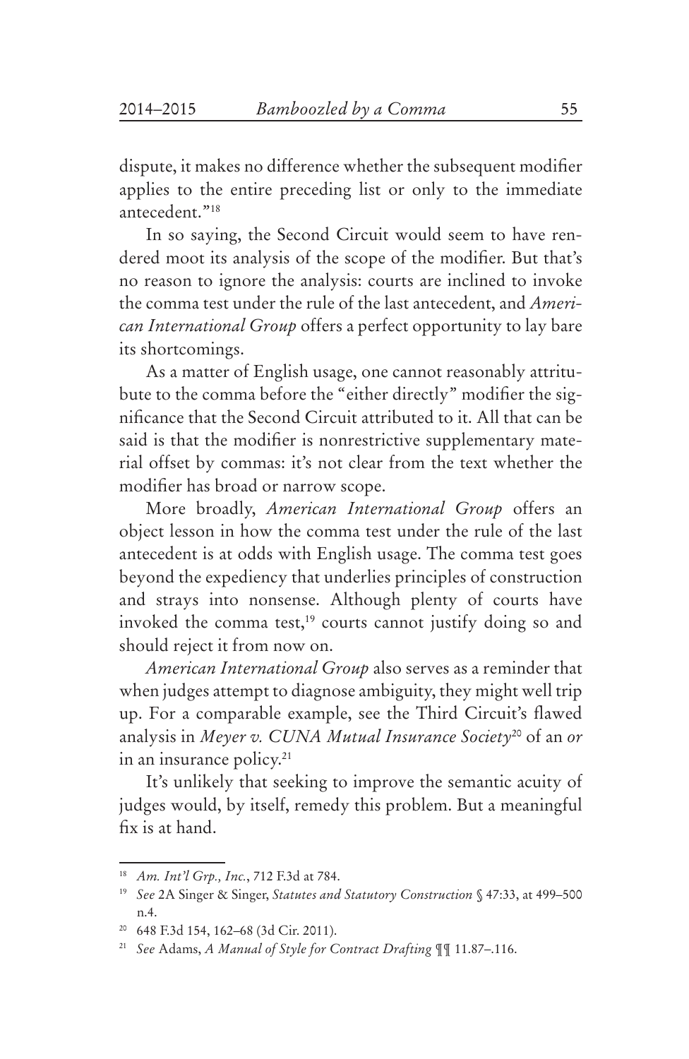dispute, it makes no difference whether the subsequent modifier applies to the entire preceding list or only to the immediate antecedent."[18]

In so saying, the Second Circuit would seem to have rendered moot its analysis of the scope of the modifier. But that's no reason to ignore the analysis: courts are inclined to invoke the comma test under the rule of the last antecedent, and *American International Group* offers a perfect opportunity to lay bare its shortcomings.

As a matter of English usage, one cannot reasonably attritubute to the comma before the "either directly" modifier the significance that the Second Circuit attributed to it. All that can be said is that the modifier is nonrestrictive supplementary material offset by commas: it's not clear from the text whether the modifier has broad or narrow scope.

More broadly, *American International Group* offers an object lesson in how the comma test under the rule of the last antecedent is at odds with English usage. The comma test goes beyond the expediency that underlies principles of construction and strays into nonsense. Although plenty of courts have invoked the comma test,[19] courts cannot justify doing so and should reject it from now on.

*American International Group* also serves as a reminder that when judges attempt to diagnose ambiguity, they might well trip up. For a comparable example, see the Third Circuit's flawed analysis in *Meyer v. CUNA Mutual Insurance Society*[20] of an *or* in an insurance policy.[21]

It's unlikely that seeking to improve the semantic acuity of judges would, by itself, remedy this problem. But a meaningful fix is at hand.

---

[18] *Am. Int'l Grp., Inc.*, 712 F.3d at 784.

[19] *See* 2A Singer & Singer, *Statutes and Statutory Construction* § 47:33, at 499–500 n.4.

[20] 648 F.3d 154, 162–68 (3d Cir. 2011).

[21] *See* Adams, *A Manual of Style for Contract Drafting* ¶¶ 11.87–.116.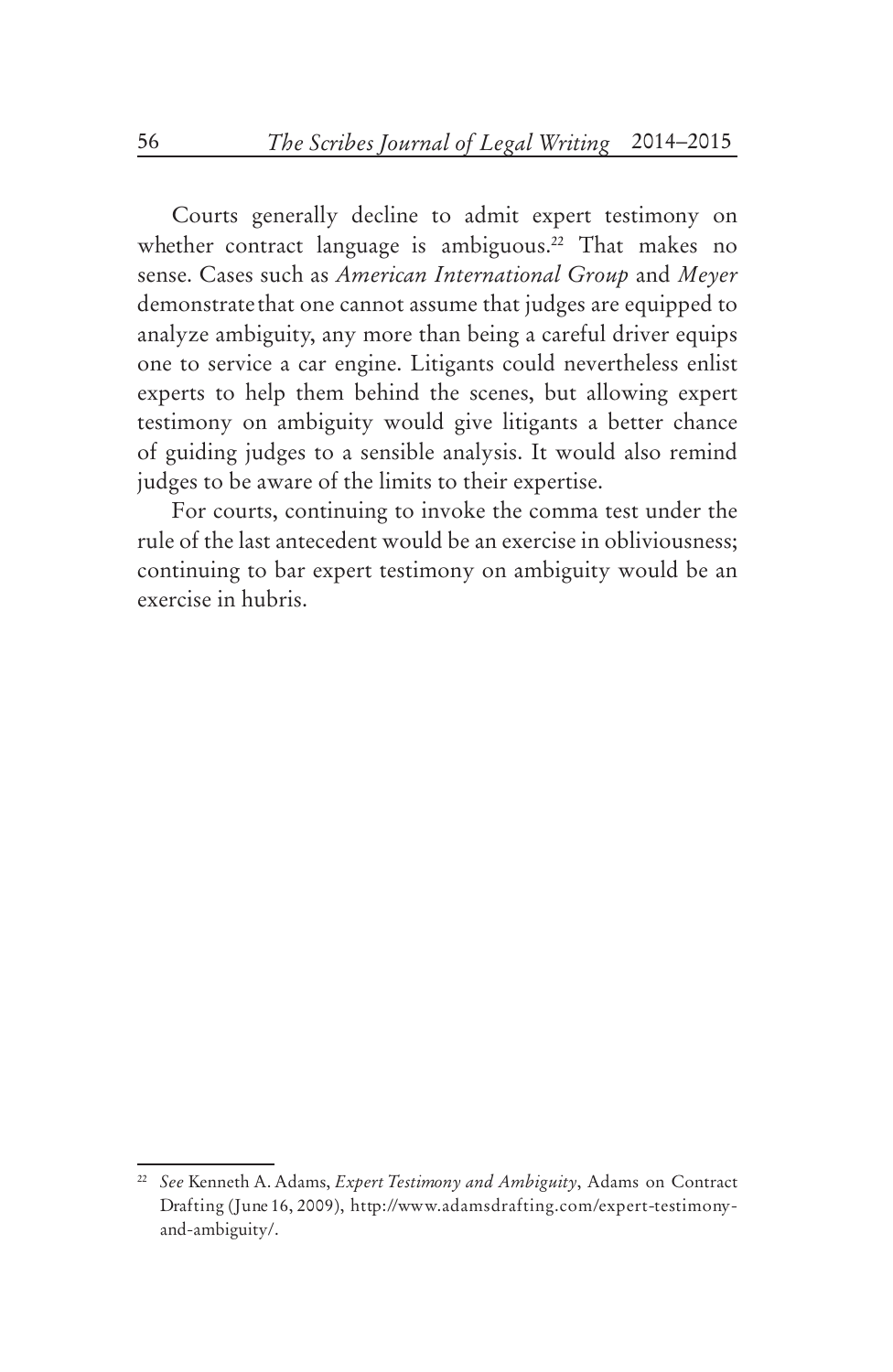Courts generally decline to admit expert testimony on whether contract language is ambiguous.[22] That makes no sense. Cases such as *American International Group* and *Meyer* demonstrate that one cannot assume that judges are equipped to analyze ambiguity, any more than being a careful driver equips one to service a car engine. Litigants could nevertheless enlist experts to help them behind the scenes, but allowing expert testimony on ambiguity would give litigants a better chance of guiding judges to a sensible analysis. It would also remind judges to be aware of the limits to their expertise.

For courts, continuing to invoke the comma test under the rule of the last antecedent would be an exercise in obliviousness; continuing to bar expert testimony on ambiguity would be an exercise in hubris.

---

[22] *See* Kenneth A. Adams, *Expert Testimony and Ambiguity*, Adams on Contract Drafting (June 16, 2009), http://www.adamsdrafting.com/expert-testimony-and-ambiguity/.